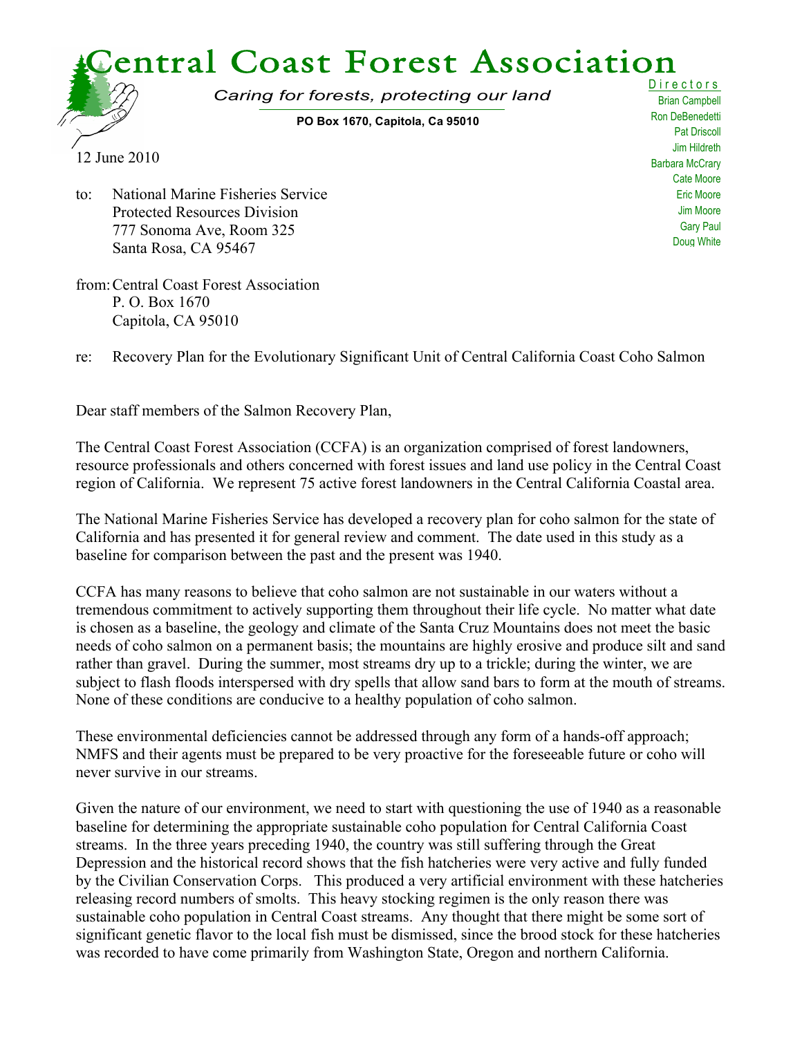# Central Coast Forest Association

*Caring for forests, protecting our land*

**PO Box 1670, Capitola, Ca 95010**

Directors
Brian Campbell
Ron DeBenedetti
Pat Driscoll
Jim Hildreth
Barbara McCrary
Cate Moore
Eric Moore
Jim Moore
Gary Paul
Doug White

12 June 2010

to: National Marine Fisheries Service
Protected Resources Division
777 Sonoma Ave, Room 325
Santa Rosa, CA 95467

from: Central Coast Forest Association
P. O. Box 1670
Capitola, CA 95010

re: Recovery Plan for the Evolutionary Significant Unit of Central California Coast Coho Salmon

Dear staff members of the Salmon Recovery Plan,

The Central Coast Forest Association (CCFA) is an organization comprised of forest landowners, resource professionals and others concerned with forest issues and land use policy in the Central Coast region of California. We represent 75 active forest landowners in the Central California Coastal area.

The National Marine Fisheries Service has developed a recovery plan for coho salmon for the state of California and has presented it for general review and comment. The date used in this study as a baseline for comparison between the past and the present was 1940.

CCFA has many reasons to believe that coho salmon are not sustainable in our waters without a tremendous commitment to actively supporting them throughout their life cycle. No matter what date is chosen as a baseline, the geology and climate of the Santa Cruz Mountains does not meet the basic needs of coho salmon on a permanent basis; the mountains are highly erosive and produce silt and sand rather than gravel. During the summer, most streams dry up to a trickle; during the winter, we are subject to flash floods interspersed with dry spells that allow sand bars to form at the mouth of streams. None of these conditions are conducive to a healthy population of coho salmon.

These environmental deficiencies cannot be addressed through any form of a hands-off approach; NMFS and their agents must be prepared to be very proactive for the foreseeable future or coho will never survive in our streams.

Given the nature of our environment, we need to start with questioning the use of 1940 as a reasonable baseline for determining the appropriate sustainable coho population for Central California Coast streams. In the three years preceding 1940, the country was still suffering through the Great Depression and the historical record shows that the fish hatcheries were very active and fully funded by the Civilian Conservation Corps. This produced a very artificial environment with these hatcheries releasing record numbers of smolts. This heavy stocking regimen is the only reason there was sustainable coho population in Central Coast streams. Any thought that there might be some sort of significant genetic flavor to the local fish must be dismissed, since the brood stock for these hatcheries was recorded to have come primarily from Washington State, Oregon and northern California.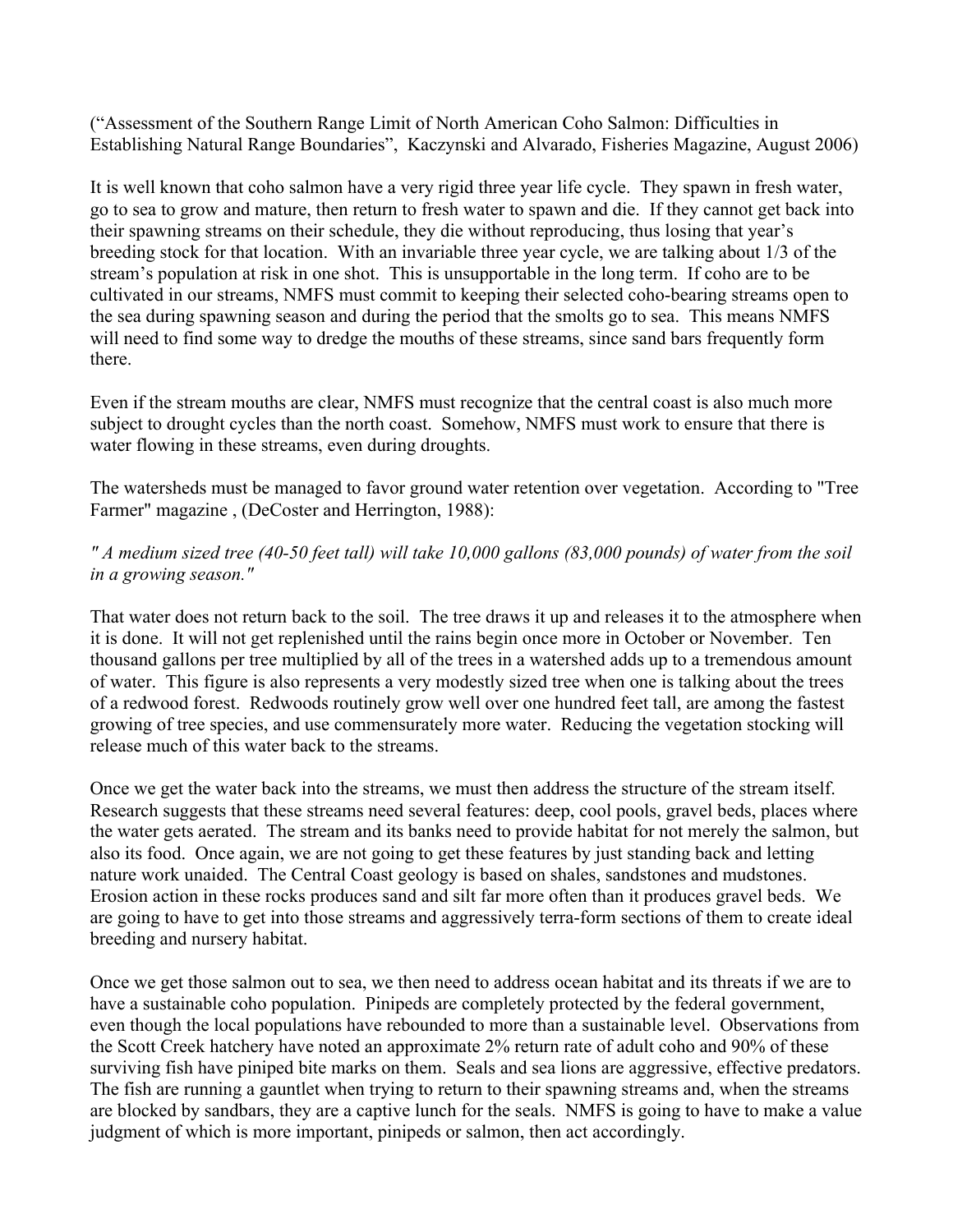("Assessment of the Southern Range Limit of North American Coho Salmon: Difficulties in Establishing Natural Range Boundaries", Kaczynski and Alvarado, Fisheries Magazine, August 2006)

It is well known that coho salmon have a very rigid three year life cycle. They spawn in fresh water, go to sea to grow and mature, then return to fresh water to spawn and die. If they cannot get back into their spawning streams on their schedule, they die without reproducing, thus losing that year's breeding stock for that location. With an invariable three year cycle, we are talking about 1/3 of the stream's population at risk in one shot. This is unsupportable in the long term. If coho are to be cultivated in our streams, NMFS must commit to keeping their selected coho-bearing streams open to the sea during spawning season and during the period that the smolts go to sea. This means NMFS will need to find some way to dredge the mouths of these streams, since sand bars frequently form there.

Even if the stream mouths are clear, NMFS must recognize that the central coast is also much more subject to drought cycles than the north coast. Somehow, NMFS must work to ensure that there is water flowing in these streams, even during droughts.

The watersheds must be managed to favor ground water retention over vegetation. According to "Tree Farmer" magazine , (DeCoster and Herrington, 1988):

*" A medium sized tree (40-50 feet tall) will take 10,000 gallons (83,000 pounds) of water from the soil in a growing season."*

That water does not return back to the soil. The tree draws it up and releases it to the atmosphere when it is done. It will not get replenished until the rains begin once more in October or November. Ten thousand gallons per tree multiplied by all of the trees in a watershed adds up to a tremendous amount of water. This figure is also represents a very modestly sized tree when one is talking about the trees of a redwood forest. Redwoods routinely grow well over one hundred feet tall, are among the fastest growing of tree species, and use commensurately more water. Reducing the vegetation stocking will release much of this water back to the streams.

Once we get the water back into the streams, we must then address the structure of the stream itself. Research suggests that these streams need several features: deep, cool pools, gravel beds, places where the water gets aerated. The stream and its banks need to provide habitat for not merely the salmon, but also its food. Once again, we are not going to get these features by just standing back and letting nature work unaided. The Central Coast geology is based on shales, sandstones and mudstones. Erosion action in these rocks produces sand and silt far more often than it produces gravel beds. We are going to have to get into those streams and aggressively terra-form sections of them to create ideal breeding and nursery habitat.

Once we get those salmon out to sea, we then need to address ocean habitat and its threats if we are to have a sustainable coho population. Pinipeds are completely protected by the federal government, even though the local populations have rebounded to more than a sustainable level. Observations from the Scott Creek hatchery have noted an approximate 2% return rate of adult coho and 90% of these surviving fish have piniped bite marks on them. Seals and sea lions are aggressive, effective predators. The fish are running a gauntlet when trying to return to their spawning streams and, when the streams are blocked by sandbars, they are a captive lunch for the seals. NMFS is going to have to make a value judgment of which is more important, pinipeds or salmon, then act accordingly.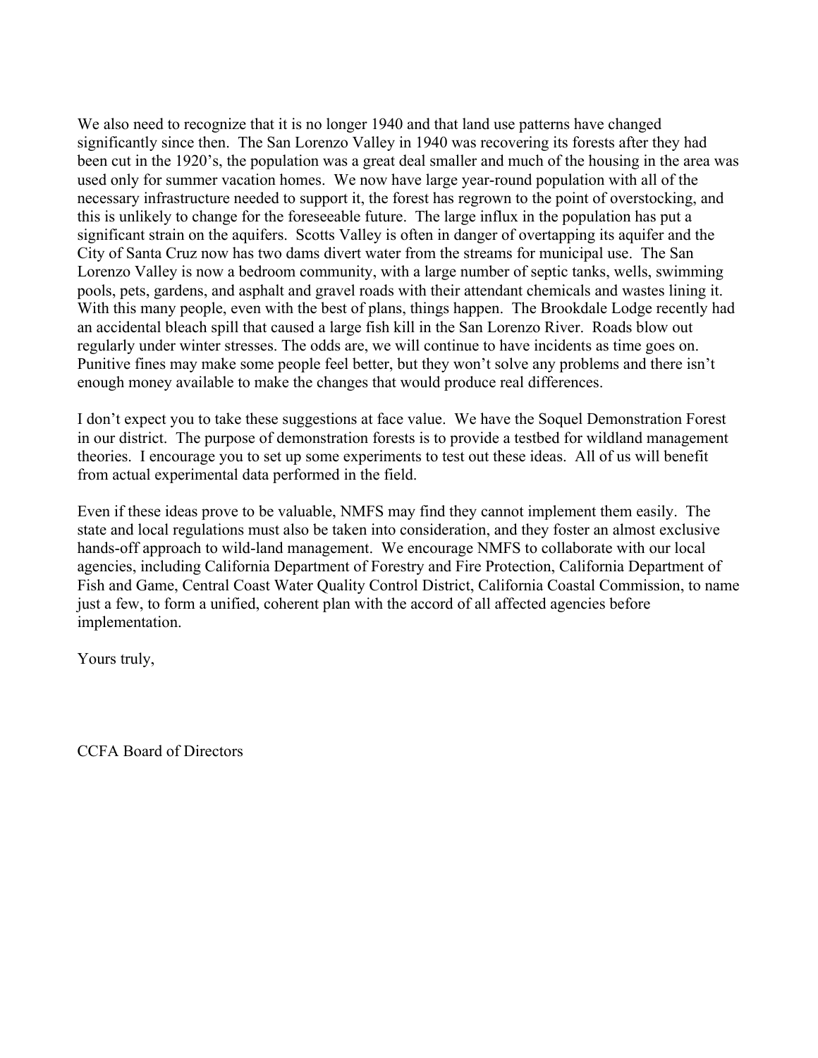We also need to recognize that it is no longer 1940 and that land use patterns have changed significantly since then. The San Lorenzo Valley in 1940 was recovering its forests after they had been cut in the 1920's, the population was a great deal smaller and much of the housing in the area was used only for summer vacation homes. We now have large year-round population with all of the necessary infrastructure needed to support it, the forest has regrown to the point of overstocking, and this is unlikely to change for the foreseeable future. The large influx in the population has put a significant strain on the aquifers. Scotts Valley is often in danger of overtapping its aquifer and the City of Santa Cruz now has two dams divert water from the streams for municipal use. The San Lorenzo Valley is now a bedroom community, with a large number of septic tanks, wells, swimming pools, pets, gardens, and asphalt and gravel roads with their attendant chemicals and wastes lining it. With this many people, even with the best of plans, things happen. The Brookdale Lodge recently had an accidental bleach spill that caused a large fish kill in the San Lorenzo River. Roads blow out regularly under winter stresses. The odds are, we will continue to have incidents as time goes on. Punitive fines may make some people feel better, but they won't solve any problems and there isn't enough money available to make the changes that would produce real differences.

I don't expect you to take these suggestions at face value. We have the Soquel Demonstration Forest in our district. The purpose of demonstration forests is to provide a testbed for wildland management theories. I encourage you to set up some experiments to test out these ideas. All of us will benefit from actual experimental data performed in the field.

Even if these ideas prove to be valuable, NMFS may find they cannot implement them easily. The state and local regulations must also be taken into consideration, and they foster an almost exclusive hands-off approach to wild-land management. We encourage NMFS to collaborate with our local agencies, including California Department of Forestry and Fire Protection, California Department of Fish and Game, Central Coast Water Quality Control District, California Coastal Commission, to name just a few, to form a unified, coherent plan with the accord of all affected agencies before implementation.

Yours truly,

CCFA Board of Directors